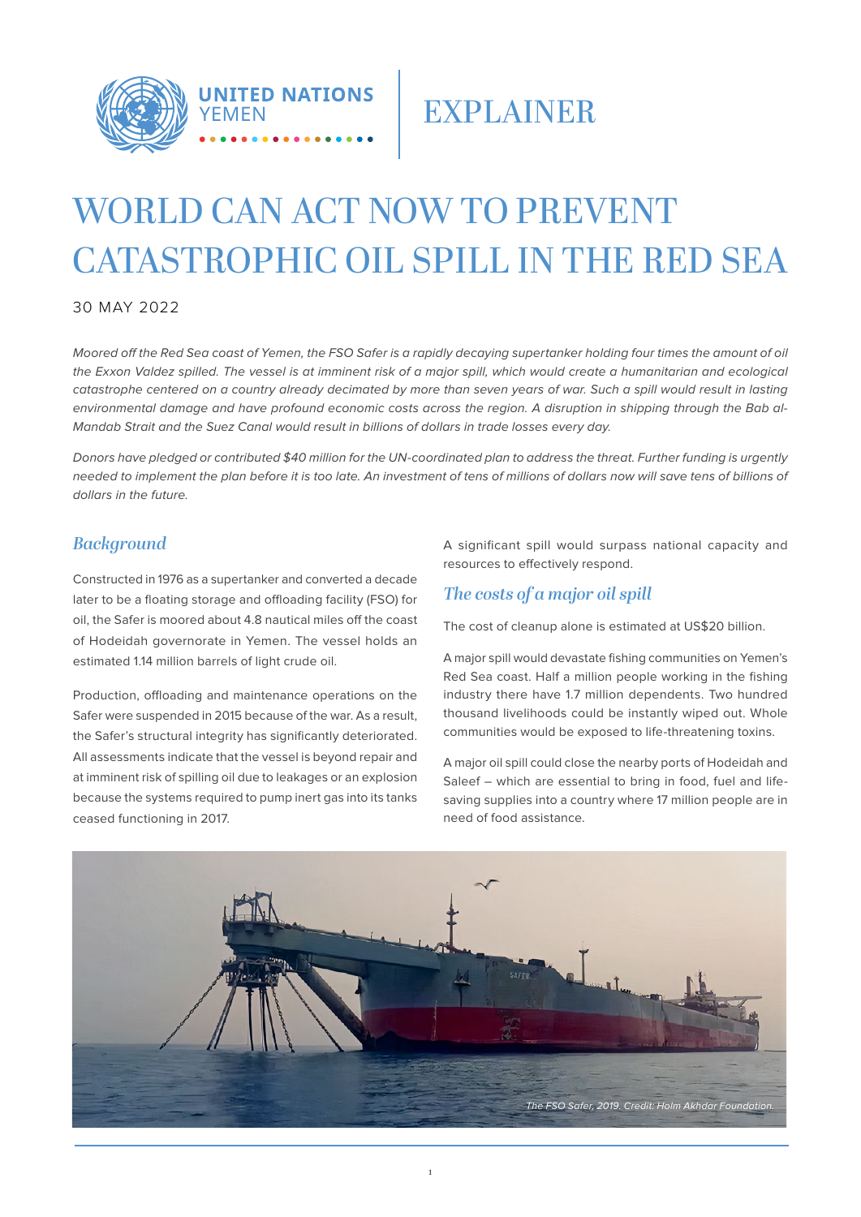UNITED NATIONS YEMEN

EXPLAINER

# WORLD CAN ACT NOW TO PREVENT CATASTROPHIC OIL SPILL IN THE RED SEA

30 MAY 2022

*Moored off the Red Sea coast of Yemen, the FSO Safer is a rapidly decaying supertanker holding four times the amount of oil the Exxon Valdez spilled. The vessel is at imminent risk of a major spill, which would create a humanitarian and ecological catastrophe centered on a country already decimated by more than seven years of war. Such a spill would result in lasting environmental damage and have profound economic costs across the region. A disruption in shipping through the Bab al-Mandab Strait and the Suez Canal would result in billions of dollars in trade losses every day.*

*Donors have pledged or contributed $40 million for the UN-coordinated plan to address the threat. Further funding is urgently needed to implement the plan before it is too late. An investment of tens of millions of dollars now will save tens of billions of dollars in the future.*

## *Background*

Constructed in 1976 as a supertanker and converted a decade later to be a floating storage and offloading facility (FSO) for oil, the Safer is moored about 4.8 nautical miles off the coast of Hodeidah governorate in Yemen. The vessel holds an estimated 1.14 million barrels of light crude oil.

Production, offloading and maintenance operations on the Safer were suspended in 2015 because of the war. As a result, the Safer's structural integrity has significantly deteriorated. All assessments indicate that the vessel is beyond repair and at imminent risk of spilling oil due to leakages or an explosion because the systems required to pump inert gas into its tanks ceased functioning in 2017.

A significant spill would surpass national capacity and resources to effectively respond.

## *The costs of a major oil spill*

The cost of cleanup alone is estimated at US$20 billion.

A major spill would devastate fishing communities on Yemen's Red Sea coast. Half a million people working in the fishing industry there have 1.7 million dependents. Two hundred thousand livelihoods could be instantly wiped out. Whole communities would be exposed to life-threatening toxins.

A major oil spill could close the nearby ports of Hodeidah and Saleef – which are essential to bring in food, fuel and life-saving supplies into a country where 17 million people are in need of food assistance.

*The FSO Safer, 2019. Credit: Holm Akhdar Foundation.*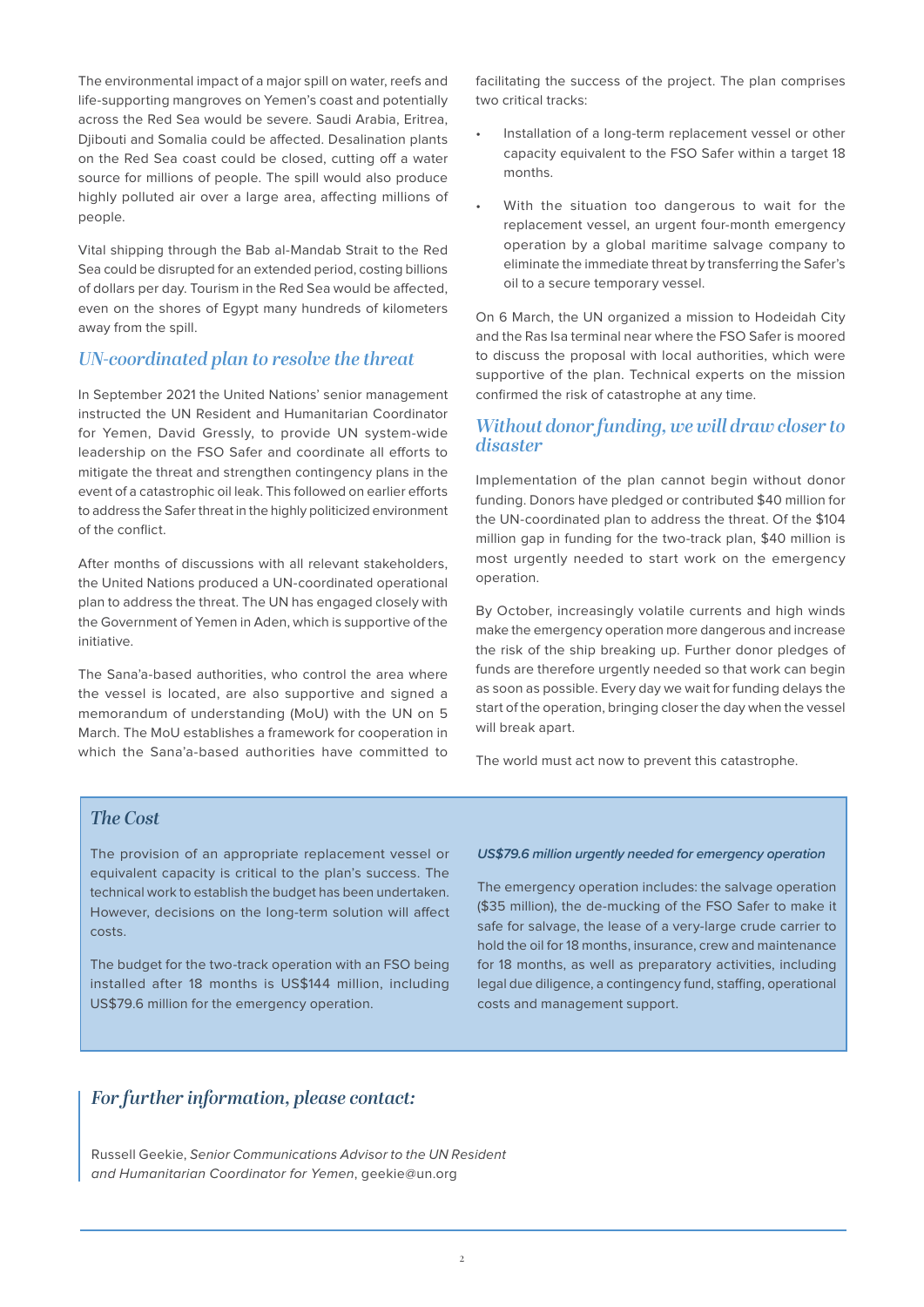The environmental impact of a major spill on water, reefs and life-supporting mangroves on Yemen's coast and potentially across the Red Sea would be severe. Saudi Arabia, Eritrea, Djibouti and Somalia could be affected. Desalination plants on the Red Sea coast could be closed, cutting off a water source for millions of people. The spill would also produce highly polluted air over a large area, affecting millions of people.

Vital shipping through the Bab al-Mandab Strait to the Red Sea could be disrupted for an extended period, costing billions of dollars per day. Tourism in the Red Sea would be affected, even on the shores of Egypt many hundreds of kilometers away from the spill.

## UN-coordinated plan to resolve the threat

In September 2021 the United Nations' senior management instructed the UN Resident and Humanitarian Coordinator for Yemen, David Gressly, to provide UN system-wide leadership on the FSO Safer and coordinate all efforts to mitigate the threat and strengthen contingency plans in the event of a catastrophic oil leak. This followed on earlier efforts to address the Safer threat in the highly politicized environment of the conflict.

After months of discussions with all relevant stakeholders, the United Nations produced a UN-coordinated operational plan to address the threat. The UN has engaged closely with the Government of Yemen in Aden, which is supportive of the initiative.

The Sana'a-based authorities, who control the area where the vessel is located, are also supportive and signed a memorandum of understanding (MoU) with the UN on 5 March. The MoU establishes a framework for cooperation in which the Sana'a-based authorities have committed to facilitating the success of the project. The plan comprises two critical tracks:

- Installation of a long-term replacement vessel or other capacity equivalent to the FSO Safer within a target 18 months.
- With the situation too dangerous to wait for the replacement vessel, an urgent four-month emergency operation by a global maritime salvage company to eliminate the immediate threat by transferring the Safer's oil to a secure temporary vessel.

On 6 March, the UN organized a mission to Hodeidah City and the Ras Isa terminal near where the FSO Safer is moored to discuss the proposal with local authorities, which were supportive of the plan. Technical experts on the mission confirmed the risk of catastrophe at any time.

## Without donor funding, we will draw closer to disaster

Implementation of the plan cannot begin without donor funding. Donors have pledged or contributed $40 million for the UN-coordinated plan to address the threat. Of the $104 million gap in funding for the two-track plan, $40 million is most urgently needed to start work on the emergency operation.

By October, increasingly volatile currents and high winds make the emergency operation more dangerous and increase the risk of the ship breaking up. Further donor pledges of funds are therefore urgently needed so that work can begin as soon as possible. Every day we wait for funding delays the start of the operation, bringing closer the day when the vessel will break apart.

The world must act now to prevent this catastrophe.

## The Cost

The provision of an appropriate replacement vessel or equivalent capacity is critical to the plan's success. The technical work to establish the budget has been undertaken. However, decisions on the long-term solution will affect costs.

The budget for the two-track operation with an FSO being installed after 18 months is US$144 million, including US$79.6 million for the emergency operation.

***US$79.6 million urgently needed for emergency operation***

The emergency operation includes: the salvage operation ($35 million), the de-mucking of the FSO Safer to make it safe for salvage, the lease of a very-large crude carrier to hold the oil for 18 months, insurance, crew and maintenance for 18 months, as well as preparatory activities, including legal due diligence, a contingency fund, staffing, operational costs and management support.

## For further information, please contact:

Russell Geekie, *Senior Communications Advisor to the UN Resident and Humanitarian Coordinator for Yemen*, geekie@un.org